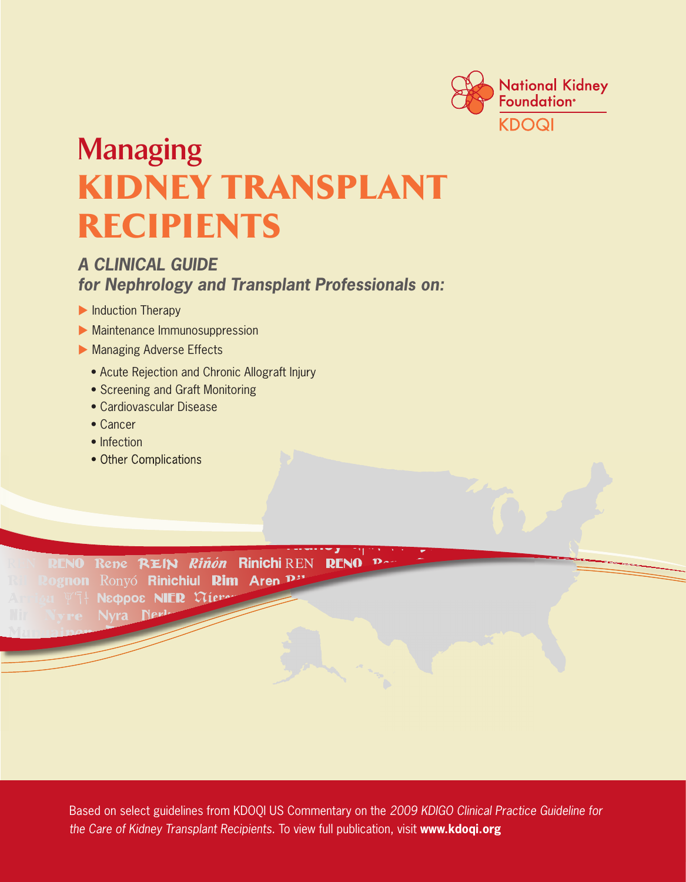National Kidney Foundation®

KDOQI

# Managing KIDNEY TRANSPLANT RECIPIENTS

## *A CLINICAL GUIDE for Nephrology and Transplant Professionals on:*

- Induction Therapy
- Maintenance Immunosuppression
- Managing Adverse Effects
  - Acute Rejection and Chronic Allograft Injury
  - Screening and Graft Monitoring
  - Cardiovascular Disease
  - Cancer
  - Infection
  - Other Complications

Based on select guidelines from KDOQI US Commentary on the *2009 KDIGO Clinical Practice Guideline for the Care of Kidney Transplant Recipients*. To view full publication, visit **www.kdoqi.org**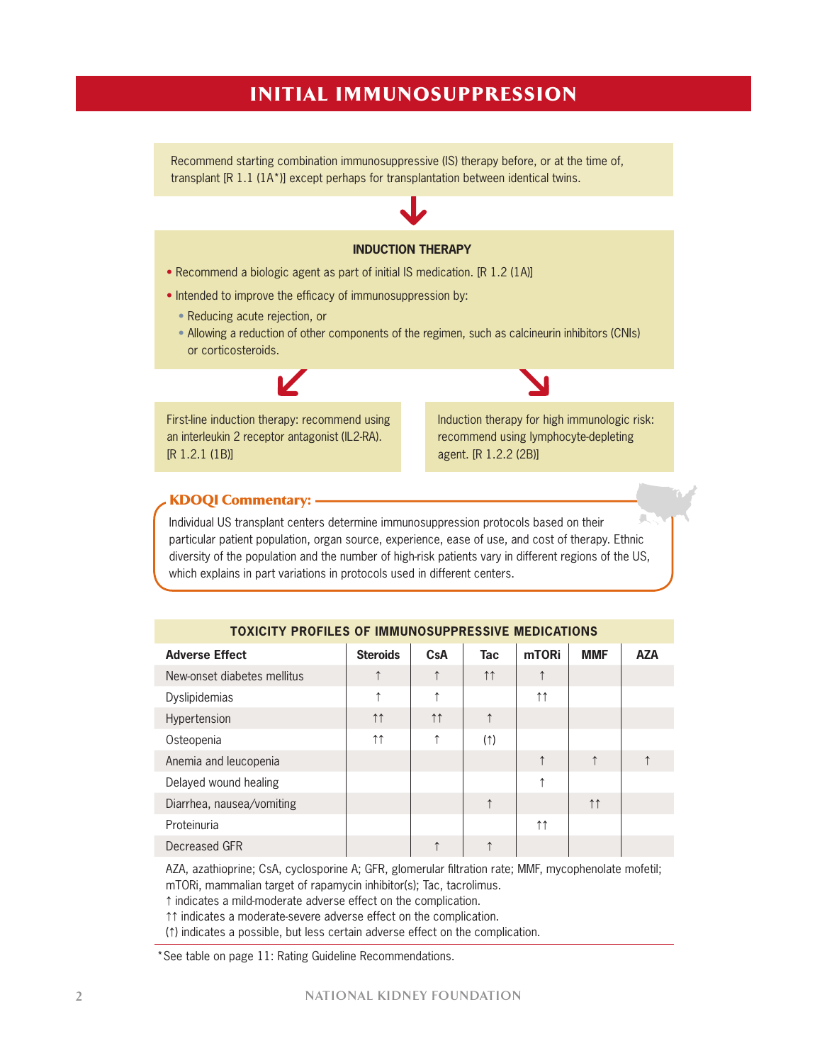# INITIAL IMMUNOSUPPRESSION

Recommend starting combination immunosuppressive (IS) therapy before, or at the time of, transplant [R 1.1 (1A*)] except perhaps for transplantation between identical twins.

### INDUCTION THERAPY

- Recommend a biologic agent as part of initial IS medication. [R 1.2 (1A)]
- Intended to improve the efficacy of immunosuppression by:
  - Reducing acute rejection, or
  - Allowing a reduction of other components of the regimen, such as calcineurin inhibitors (CNIs) or corticosteroids.

First-line induction therapy: recommend using an interleukin 2 receptor antagonist (IL2-RA). [R 1.2.1 (1B)]

Induction therapy for high immunologic risk: recommend using lymphocyte-depleting agent. [R 1.2.2 (2B)]

**KDOQI Commentary:**

Individual US transplant centers determine immunosuppression protocols based on their particular patient population, organ source, experience, ease of use, and cost of therapy. Ethnic diversity of the population and the number of high-risk patients vary in different regions of the US, which explains in part variations in protocols used in different centers.

**TOXICITY PROFILES OF IMMUNOSUPPRESSIVE MEDICATIONS**

| Adverse Effect | Steroids | CsA | Tac | mTORi | MMF | AZA |
|---|---|---|---|---|---|---|
| New-onset diabetes mellitus | ↑ | ↑ | ↑↑ | ↑ | | |
| Dyslipidemias | ↑ | ↑ | | ↑↑ | | |
| Hypertension | ↑↑ | ↑↑ | ↑ | | | |
| Osteopenia | ↑↑ | ↑ | (↑) | | | |
| Anemia and leucopenia | | | | ↑ | ↑ | ↑ |
| Delayed wound healing | | | | ↑ | | |
| Diarrhea, nausea/vomiting | | | ↑ | | ↑↑ | |
| Proteinuria | | | | ↑↑ | | |
| Decreased GFR | | ↑ | ↑ | | | |

AZA, azathioprine; CsA, cyclosporine A; GFR, glomerular filtration rate; MMF, mycophenolate mofetil; mTORi, mammalian target of rapamycin inhibitor(s); Tac, tacrolimus.
↑ indicates a mild-moderate adverse effect on the complication.
↑↑ indicates a moderate-severe adverse effect on the complication.
(↑) indicates a possible, but less certain adverse effect on the complication.

*See table on page 11: Rating Guideline Recommendations.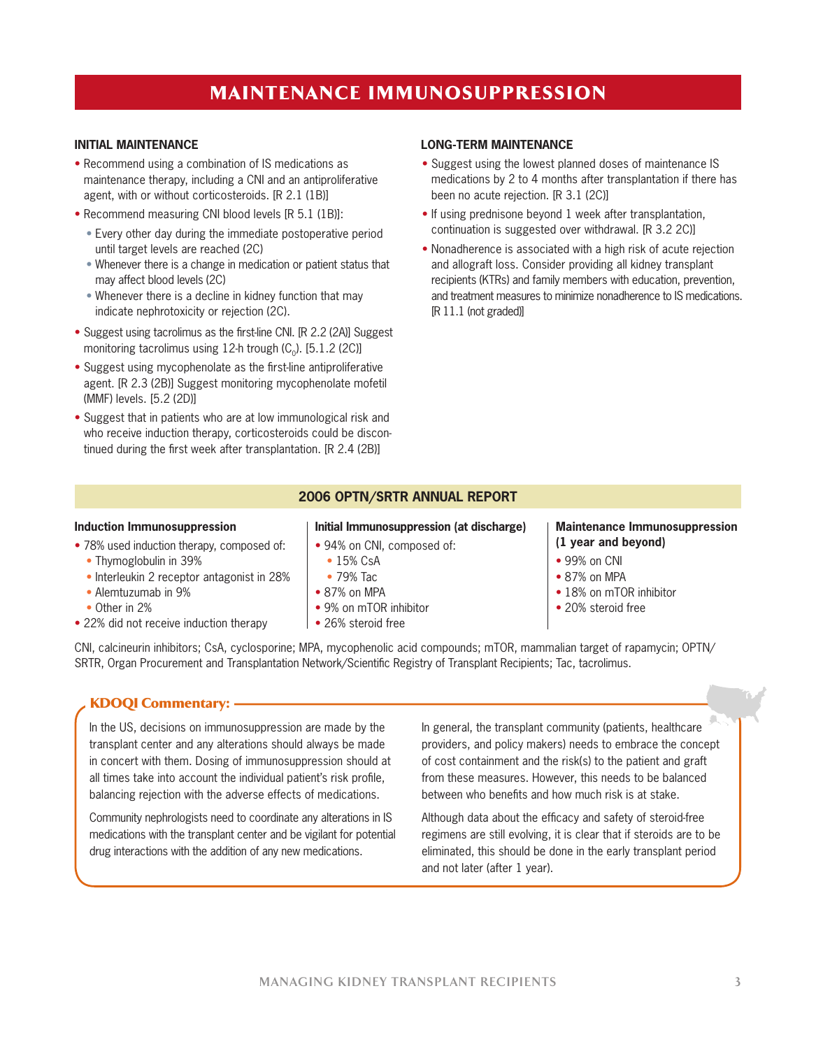# MAINTENANCE IMMUNOSUPPRESSION

### INITIAL MAINTENANCE

- Recommend using a combination of IS medications as maintenance therapy, including a CNI and an antiproliferative agent, with or without corticosteroids. [R 2.1 (1B)]
- Recommend measuring CNI blood levels [R 5.1 (1B)]:
  - Every other day during the immediate postoperative period until target levels are reached (2C)
  - Whenever there is a change in medication or patient status that may affect blood levels (2C)
  - Whenever there is a decline in kidney function that may indicate nephrotoxicity or rejection (2C).
- Suggest using tacrolimus as the first-line CNI. [R 2.2 (2A)] Suggest monitoring tacrolimus using 12-h trough ($C_0$). [5.1.2 (2C)]
- Suggest using mycophenolate as the first-line antiproliferative agent. [R 2.3 (2B)] Suggest monitoring mycophenolate mofetil (MMF) levels. [5.2 (2D)]
- Suggest that in patients who are at low immunological risk and who receive induction therapy, corticosteroids could be discontinued during the first week after transplantation. [R 2.4 (2B)]

### LONG-TERM MAINTENANCE

- Suggest using the lowest planned doses of maintenance IS medications by 2 to 4 months after transplantation if there has been no acute rejection. [R 3.1 (2C)]
- If using prednisone beyond 1 week after transplantation, continuation is suggested over withdrawal. [R 3.2 2C)]
- Nonadherence is associated with a high risk of acute rejection and allograft loss. Consider providing all kidney transplant recipients (KTRs) and family members with education, prevention, and treatment measures to minimize nonadherence to IS medications. [R 11.1 (not graded)]

## 2006 OPTN/SRTR ANNUAL REPORT

**Induction Immunosuppression**

- 78% used induction therapy, composed of:
  - Thymoglobulin in 39%
  - Interleukin 2 receptor antagonist in 28%
  - Alemtuzumab in 9%
  - Other in 2%
- 22% did not receive induction therapy

**Initial Immunosuppression (at discharge)**

- 94% on CNI, composed of:
  - 15% CsA
  - 79% Tac
- 87% on MPA
- 9% on mTOR inhibitor
- 26% steroid free

**Maintenance Immunosuppression (1 year and beyond)**

- 99% on CNI
- 87% on MPA
- 18% on mTOR inhibitor
- 20% steroid free

CNI, calcineurin inhibitors; CsA, cyclosporine; MPA, mycophenolic acid compounds; mTOR, mammalian target of rapamycin; OPTN/SRTR, Organ Procurement and Transplantation Network/Scientific Registry of Transplant Recipients; Tac, tacrolimus.

### KDOQI Commentary:

In the US, decisions on immunosuppression are made by the transplant center and any alterations should always be made in concert with them. Dosing of immunosuppression should at all times take into account the individual patient's risk profile, balancing rejection with the adverse effects of medications.

Community nephrologists need to coordinate any alterations in IS medications with the transplant center and be vigilant for potential drug interactions with the addition of any new medications.

In general, the transplant community (patients, healthcare providers, and policy makers) needs to embrace the concept of cost containment and the risk(s) to the patient and graft from these measures. However, this needs to be balanced between who benefits and how much risk is at stake.

Although data about the efficacy and safety of steroid-free regimens are still evolving, it is clear that if steroids are to be eliminated, this should be done in the early transplant period and not later (after 1 year).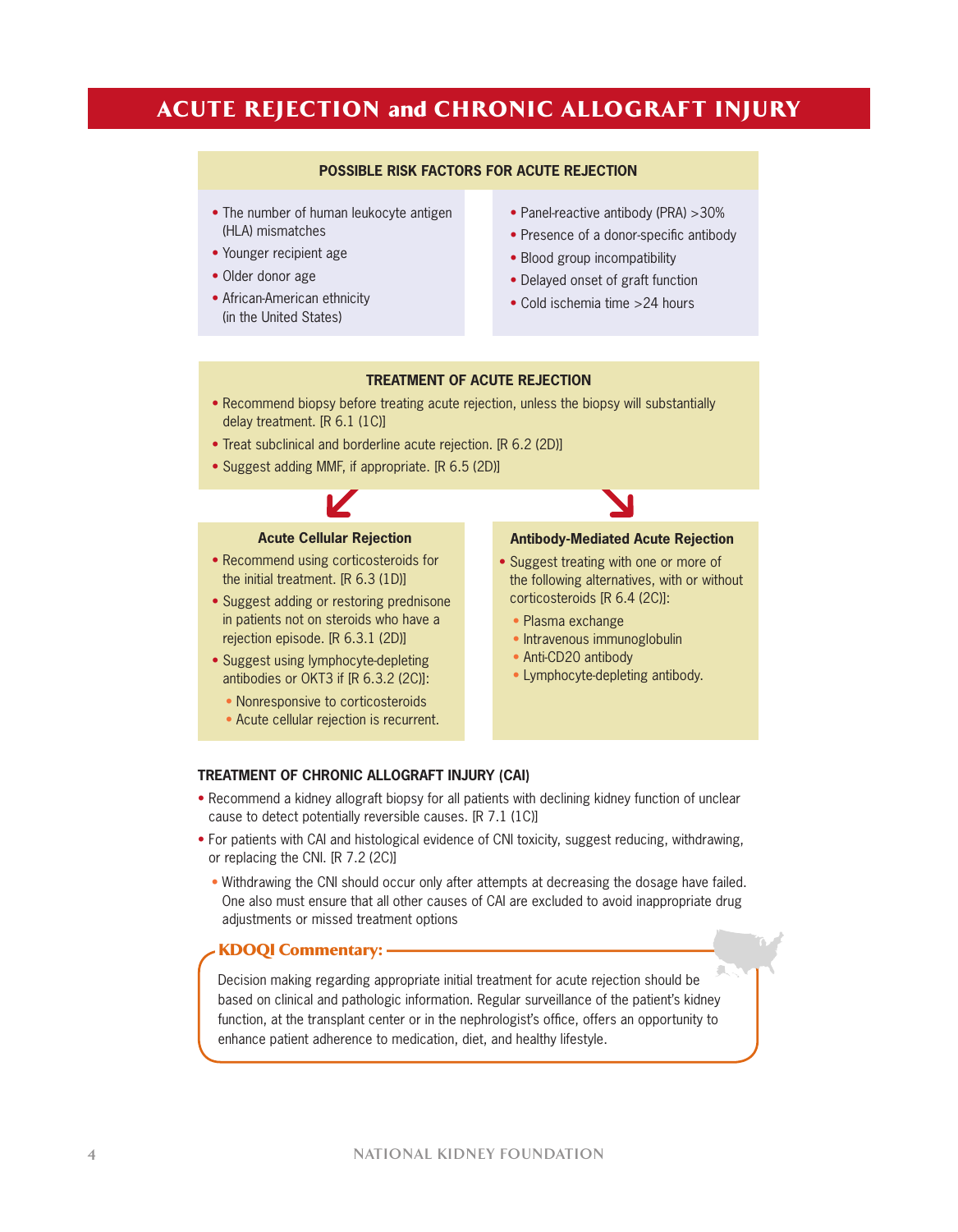# ACUTE REJECTION and CHRONIC ALLOGRAFT INJURY

## POSSIBLE RISK FACTORS FOR ACUTE REJECTION

- The number of human leukocyte antigen (HLA) mismatches
- Younger recipient age
- Older donor age
- African-American ethnicity (in the United States)
- Panel-reactive antibody (PRA) >30%
- Presence of a donor-specific antibody
- Blood group incompatibility
- Delayed onset of graft function
- Cold ischemia time >24 hours

## TREATMENT OF ACUTE REJECTION

- Recommend biopsy before treating acute rejection, unless the biopsy will substantially delay treatment. [R 6.1 (1C)]
- Treat subclinical and borderline acute rejection. [R 6.2 (2D)]
- Suggest adding MMF, if appropriate. [R 6.5 (2D)]

### Acute Cellular Rejection

- Recommend using corticosteroids for the initial treatment. [R 6.3 (1D)]
- Suggest adding or restoring prednisone in patients not on steroids who have a rejection episode. [R 6.3.1 (2D)]
- Suggest using lymphocyte-depleting antibodies or OKT3 if [R 6.3.2 (2C)]:
  - Nonresponsive to corticosteroids
  - Acute cellular rejection is recurrent.

### Antibody-Mediated Acute Rejection

- Suggest treating with one or more of the following alternatives, with or without corticosteroids [R 6.4 (2C)]:
  - Plasma exchange
  - Intravenous immunoglobulin
  - Anti-CD20 antibody
  - Lymphocyte-depleting antibody.

## TREATMENT OF CHRONIC ALLOGRAFT INJURY (CAI)

- Recommend a kidney allograft biopsy for all patients with declining kidney function of unclear cause to detect potentially reversible causes. [R 7.1 (1C)]
- For patients with CAI and histological evidence of CNI toxicity, suggest reducing, withdrawing, or replacing the CNI. [R 7.2 (2C)]
  - Withdrawing the CNI should occur only after attempts at decreasing the dosage have failed. One also must ensure that all other causes of CAI are excluded to avoid inappropriate drug adjustments or missed treatment options

**KDOQI Commentary:**

Decision making regarding appropriate initial treatment for acute rejection should be based on clinical and pathologic information. Regular surveillance of the patient's kidney function, at the transplant center or in the nephrologist's office, offers an opportunity to enhance patient adherence to medication, diet, and healthy lifestyle.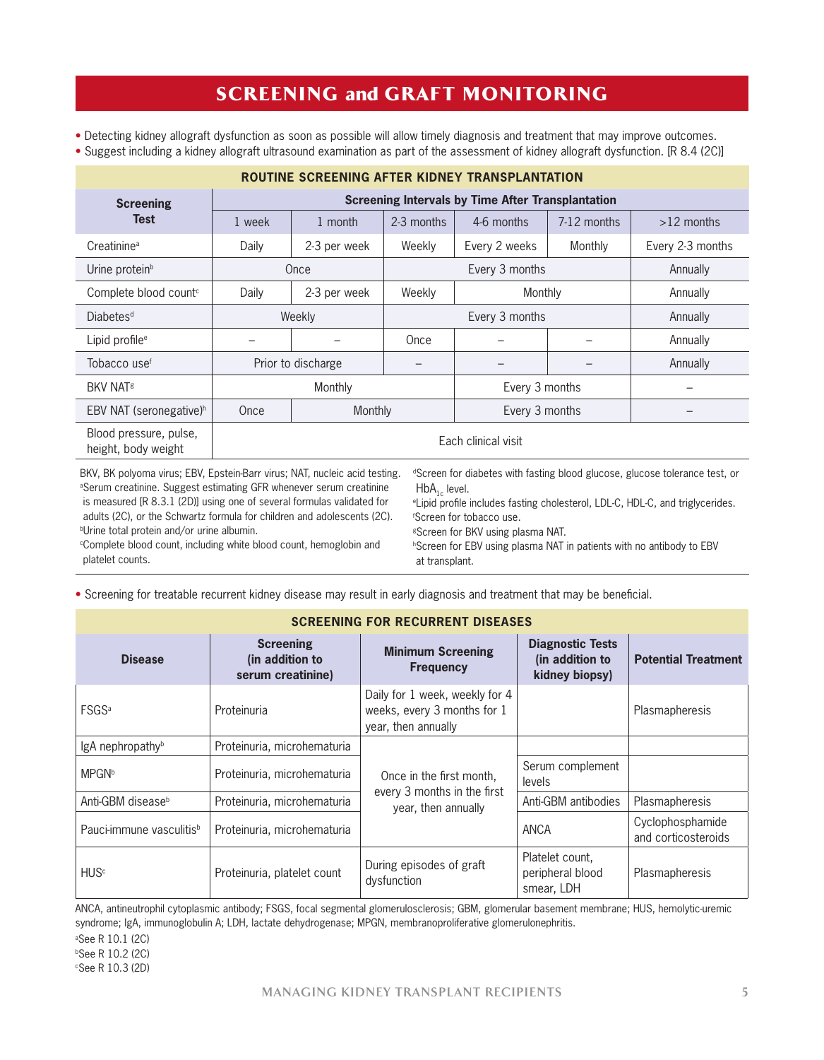# SCREENING and GRAFT MONITORING

- Detecting kidney allograft dysfunction as soon as possible will allow timely diagnosis and treatment that may improve outcomes.
- Suggest including a kidney allograft ultrasound examination as part of the assessment of kidney allograft dysfunction. [R 8.4 (2C)]

**ROUTINE SCREENING AFTER KIDNEY TRANSPLANTATION**

| Screening Test | Screening Intervals by Time After Transplantation | | | | | |
|---|---|---|---|---|---|---|
| | 1 week | 1 month | 2-3 months | 4-6 months | 7-12 months | >12 months |
| Creatinine[a] | Daily | 2-3 per week | Weekly | Every 2 weeks | Monthly | Every 2-3 months |
| Urine protein[b] | Once | | Every 3 months | | | Annually |
| Complete blood count[c] | Daily | 2-3 per week | Weekly | Monthly | | Annually |
| Diabetes[d] | Weekly | | Every 3 months | | | Annually |
| Lipid profile[e] | – | – | Once | – | – | Annually |
| Tobacco use[f] | Prior to discharge | | – | – | – | Annually |
| BKV NAT[g] | Monthly | | | Every 3 months | | – |
| EBV NAT (seronegative)[h] | Once | Monthly | | Every 3 months | | – |
| Blood pressure, pulse, height, body weight | Each clinical visit | | | | | |

BKV, BK polyoma virus; EBV, Epstein-Barr virus; NAT, nucleic acid testing.
[a]Serum creatinine. Suggest estimating GFR whenever serum creatinine is measured [R 8.3.1 (2D)] using one of several formulas validated for adults (2C), or the Schwartz formula for children and adolescents (2C).
[b]Urine total protein and/or urine albumin.
[c]Complete blood count, including white blood count, hemoglobin and platelet counts.
[d]Screen for diabetes with fasting blood glucose, glucose tolerance test, or $HbA_{1c}$ level.
[e]Lipid profile includes fasting cholesterol, LDL-C, HDL-C, and triglycerides.
[f]Screen for tobacco use.
[g]Screen for BKV using plasma NAT.
[h]Screen for EBV using plasma NAT in patients with no antibody to EBV at transplant.

- Screening for treatable recurrent kidney disease may result in early diagnosis and treatment that may be beneficial.

**SCREENING FOR RECURRENT DISEASES**

| Disease | Screening (in addition to serum creatinine) | Minimum Screening Frequency | Diagnostic Tests (in addition to kidney biopsy) | Potential Treatment |
|---|---|---|---|---|
| FSGS[a] | Proteinuria | Daily for 1 week, weekly for 4 weeks, every 3 months for 1 year, then annually | | Plasmapheresis |
| IgA nephropathy[b] | Proteinuria, microhematuria | Once in the first month, every 3 months in the first year, then annually | | |
| MPGN[b] | Proteinuria, microhematuria | | Serum complement levels | |
| Anti-GBM disease[b] | Proteinuria, microhematuria | | Anti-GBM antibodies | Plasmapheresis |
| Pauci-immune vasculitis[b] | Proteinuria, microhematuria | | ANCA | Cyclophosphamide and corticosteroids |
| HUS[c] | Proteinuria, platelet count | During episodes of graft dysfunction | Platelet count, peripheral blood smear, LDH | Plasmapheresis |

ANCA, antineutrophil cytoplasmic antibody; FSGS, focal segmental glomerulosclerosis; GBM, glomerular basement membrane; HUS, hemolytic-uremic syndrome; IgA, immunoglobulin A; LDH, lactate dehydrogenase; MPGN, membranoproliferative glomerulonephritis.
[a]See R 10.1 (2C)
[b]See R 10.2 (2C)
[c]See R 10.3 (2D)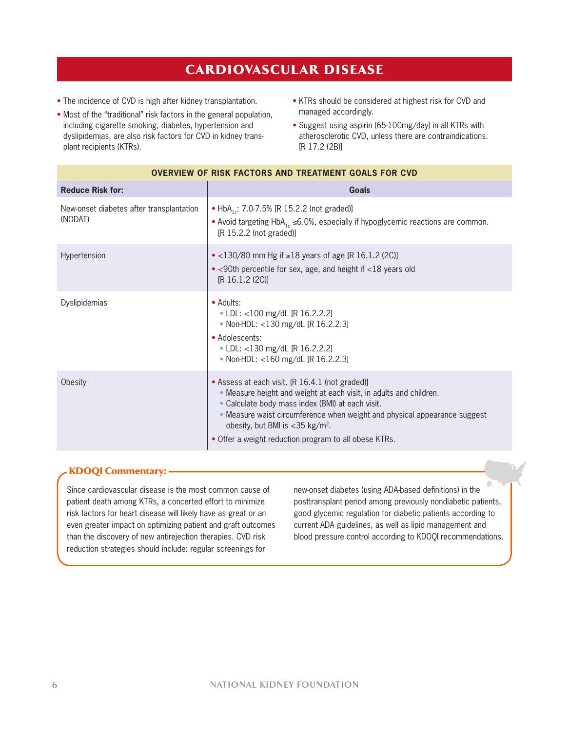# CARDIOVASCULAR DISEASE

- The incidence of CVD is high after kidney transplantation.
- Most of the "traditional" risk factors in the general population, including cigarette smoking, diabetes, hypertension and dyslipidemias, are also risk factors for CVD in kidney transplant recipients (KTRs).
- KTRs should be considered at highest risk for CVD and managed accordingly.
- Suggest using aspirin (65-100mg/day) in all KTRs with atherosclerotic CVD, unless there are contraindications. [R 17.2 (2B)]

**OVERVIEW OF RISK FACTORS AND TREATMENT GOALS FOR CVD**

| Reduce Risk for: | Goals |
|---|---|
| New-onset diabetes after transplantation (NODAT) | • $HbA_{1c}$: 7.0-7.5% [R 15.2.2 (not graded)]<br>• Avoid targeting $HbA_{1c}$ ≤6.0%, especially if hypoglycemic reactions are common. [R 15.2.2 (not graded)] |
| Hypertension | • <130/80 mm Hg if ≥18 years of age [R 16.1.2 (2C)]<br>• <90th percentile for sex, age, and height if <18 years old [R 16.1.2 (2C)] |
| Dyslipidemias | • Adults:<br>  • LDL: <100 mg/dL [R 16.2.2.2]<br>  • Non-HDL: <130 mg/dL [R 16.2.2.3]<br>• Adolescents:<br>  • LDL: <130 mg/dL [R 16.2.2.2]<br>  • Non-HDL: <160 mg/dL [R 16.2.2.3] |
| Obesity | • Assess at each visit. [R 16.4.1 (not graded)]<br>  • Measure height and weight at each visit, in adults and children.<br>  • Calculate body mass index (BMI) at each visit.<br>  • Measure waist circumference when weight and physical appearance suggest obesity, but BMI is <35 kg/m$^2$.<br>• Offer a weight reduction program to all obese KTRs. |

**KDOQI Commentary:**

Since cardiovascular disease is the most common cause of patient death among KTRs, a concerted effort to minimize risk factors for heart disease will likely have as great or an even greater impact on optimizing patient and graft outcomes than the discovery of new antirejection therapies. CVD risk reduction strategies should include: regular screenings for new-onset diabetes (using ADA-based definitions) in the posttransplant period among previously nondiabetic patients, good glycemic regulation for diabetic patients according to current ADA guidelines, as well as lipid management and blood pressure control according to KDOQI recommendations.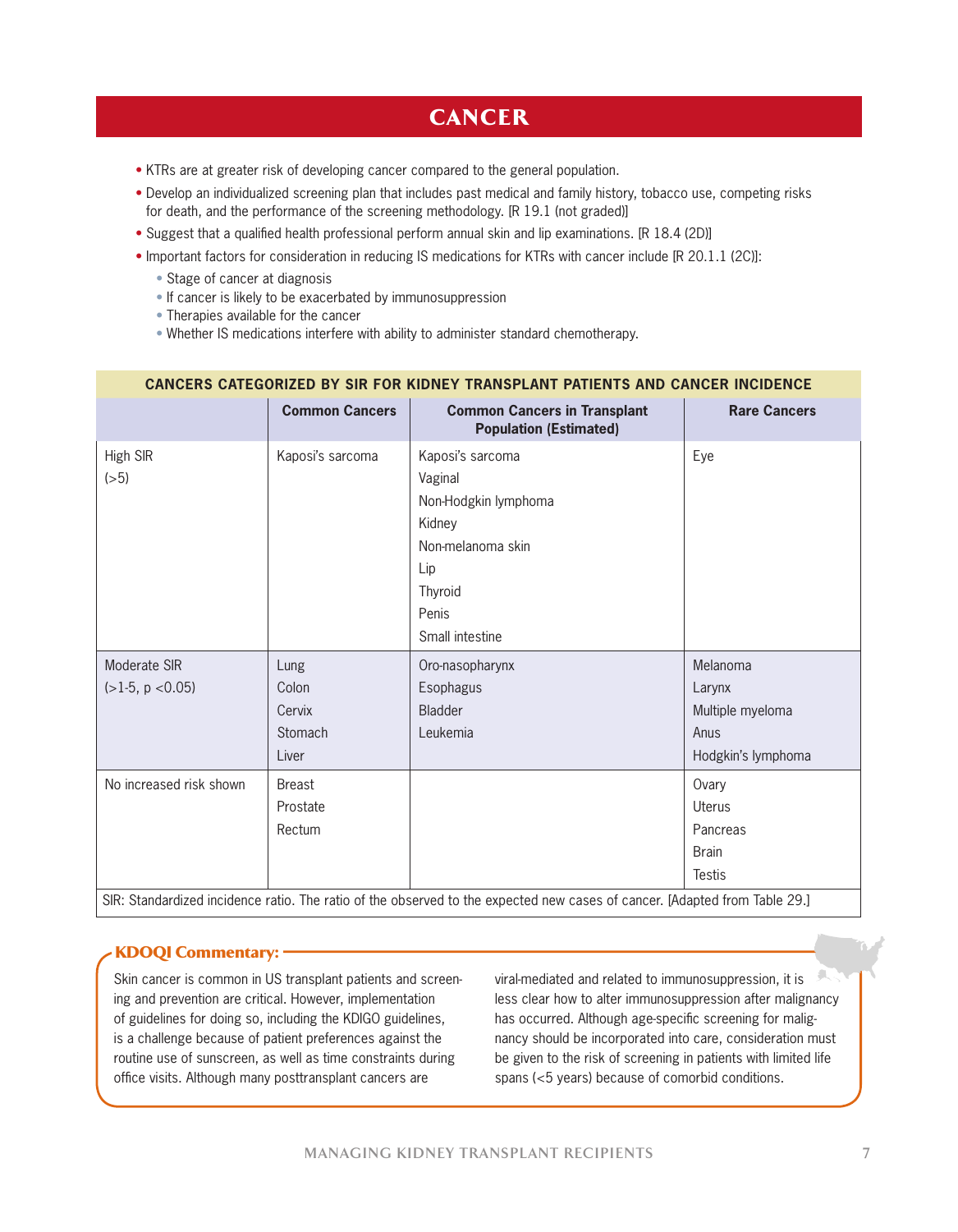# CANCER

- KTRs are at greater risk of developing cancer compared to the general population.
- Develop an individualized screening plan that includes past medical and family history, tobacco use, competing risks for death, and the performance of the screening methodology. [R 19.1 (not graded)]
- Suggest that a qualified health professional perform annual skin and lip examinations. [R 18.4 (2D)]
- Important factors for consideration in reducing IS medications for KTRs with cancer include [R 20.1.1 (2C)]:
  - Stage of cancer at diagnosis
  - If cancer is likely to be exacerbated by immunosuppression
  - Therapies available for the cancer
  - Whether IS medications interfere with ability to administer standard chemotherapy.

**CANCERS CATEGORIZED BY SIR FOR KIDNEY TRANSPLANT PATIENTS AND CANCER INCIDENCE**

| | Common Cancers | Common Cancers in Transplant Population (Estimated) | Rare Cancers |
|---|---|---|---|
| High SIR (>5) | Kaposi's sarcoma | Kaposi's sarcoma<br>Vaginal<br>Non-Hodgkin lymphoma<br>Kidney<br>Non-melanoma skin<br>Lip<br>Thyroid<br>Penis<br>Small intestine | Eye |
| Moderate SIR (>1-5, $p < 0.05$) | Lung<br>Colon<br>Cervix<br>Stomach<br>Liver | Oro-nasopharynx<br>Esophagus<br>Bladder<br>Leukemia | Melanoma<br>Larynx<br>Multiple myeloma<br>Anus<br>Hodgkin's lymphoma |
| No increased risk shown | Breast<br>Prostate<br>Rectum | | Ovary<br>Uterus<br>Pancreas<br>Brain<br>Testis |

SIR: Standardized incidence ratio. The ratio of the observed to the expected new cases of cancer. [Adapted from Table 29.]

**KDOQI Commentary:**

Skin cancer is common in US transplant patients and screening and prevention are critical. However, implementation of guidelines for doing so, including the KDIGO guidelines, is a challenge because of patient preferences against the routine use of sunscreen, as well as time constraints during office visits. Although many posttransplant cancers are viral-mediated and related to immunosuppression, it is less clear how to alter immunosuppression after malignancy has occurred. Although age-specific screening for malignancy should be incorporated into care, consideration must be given to the risk of screening in patients with limited life spans (<5 years) because of comorbid conditions.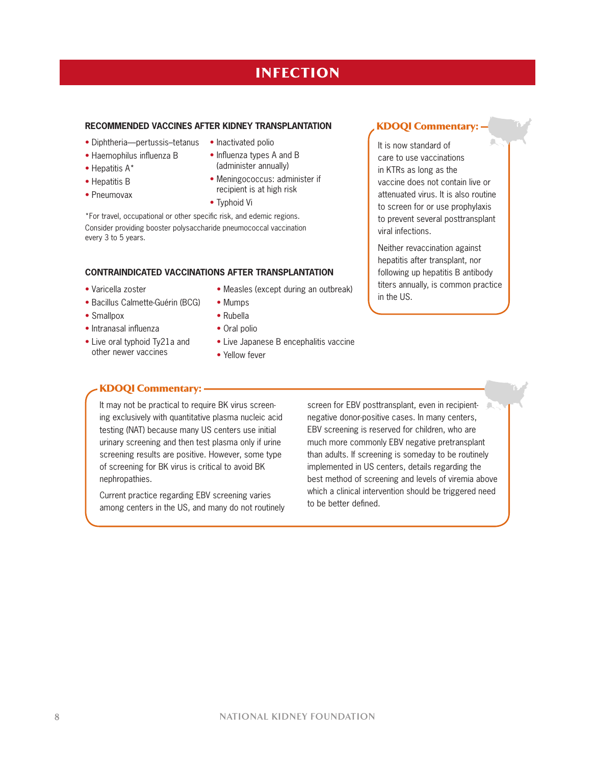# INFECTION

### RECOMMENDED VACCINES AFTER KIDNEY TRANSPLANTATION

- Diphtheria—pertussis–tetanus
- Haemophilus influenza B
- Hepatitis A*
- Hepatitis B
- Pneumovax
- Inactivated polio
- Influenza types A and B (administer annually)
- Meningococcus: administer if recipient is at high risk
- Typhoid Vi

*For travel, occupational or other specific risk, and edemic regions.

Consider providing booster polysaccharide pneumococcal vaccination every 3 to 5 years.

### CONTRAINDICATED VACCINATIONS AFTER TRANSPLANTATION

- Varicella zoster
- Bacillus Calmette-Guérin (BCG)
- Smallpox
- Intranasal influenza
- Live oral typhoid Ty21a and other newer vaccines
- Measles (except during an outbreak)
- Mumps
- Rubella
- Oral polio
- Live Japanese B encephalitis vaccine
- Yellow fever

**KDOQI Commentary:**

It is now standard of care to use vaccinations in KTRs as long as the vaccine does not contain live or attenuated virus. It is also routine to screen for or use prophylaxis to prevent several posttransplant viral infections.

Neither revaccination against hepatitis after transplant, nor following up hepatitis B antibody titers annually, is common practice in the US.

**KDOQI Commentary:**

It may not be practical to require BK virus screening exclusively with quantitative plasma nucleic acid testing (NAT) because many US centers use initial urinary screening and then test plasma only if urine screening results are positive. However, some type of screening for BK virus is critical to avoid BK nephropathies.

Current practice regarding EBV screening varies among centers in the US, and many do not routinely screen for EBV posttransplant, even in recipient-negative donor-positive cases. In many centers, EBV screening is reserved for children, who are much more commonly EBV negative pretransplant than adults. If screening is someday to be routinely implemented in US centers, details regarding the best method of screening and levels of viremia above which a clinical intervention should be triggered need to be better defined.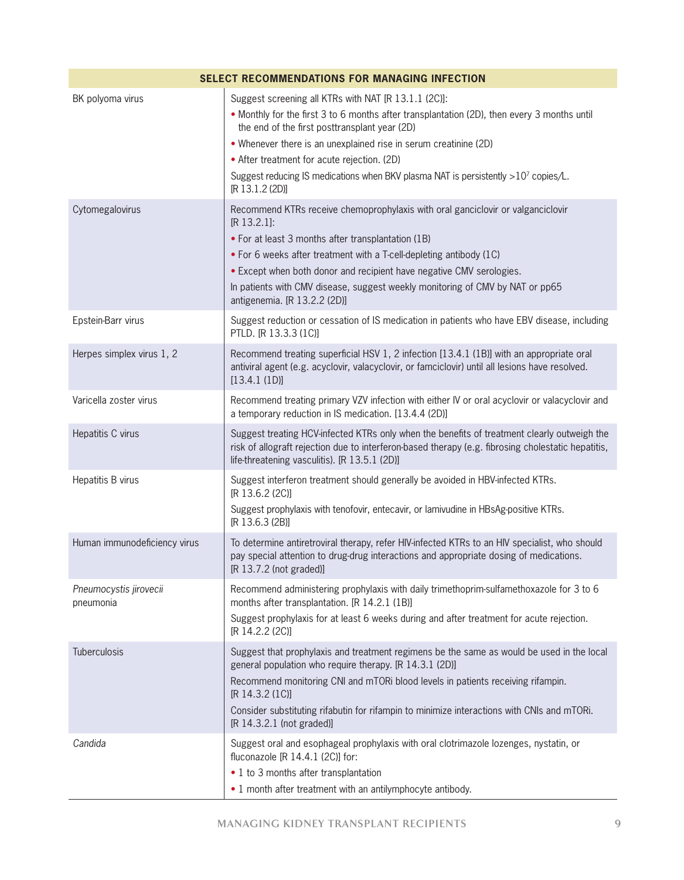| SELECT RECOMMENDATIONS FOR MANAGING INFECTION | |
|---|---|
| BK polyoma virus | Suggest screening all KTRs with NAT [R 13.1.1 (2C)]:<br>• Monthly for the first 3 to 6 months after transplantation (2D), then every 3 months until the end of the first posttransplant year (2D)<br>• Whenever there is an unexplained rise in serum creatinine (2D)<br>• After treatment for acute rejection. (2D)<br>Suggest reducing IS medications when BKV plasma NAT is persistently $>10^7$ copies/L. [R 13.1.2 (2D)] |
| Cytomegalovirus | Recommend KTRs receive chemoprophylaxis with oral ganciclovir or valganciclovir [R 13.2.1]:<br>• For at least 3 months after transplantation (1B)<br>• For 6 weeks after treatment with a T-cell-depleting antibody (1C)<br>• Except when both donor and recipient have negative CMV serologies.<br>In patients with CMV disease, suggest weekly monitoring of CMV by NAT or pp65 antigenemia. [R 13.2.2 (2D)] |
| Epstein-Barr virus | Suggest reduction or cessation of IS medication in patients who have EBV disease, including PTLD. [R 13.3.3 (1C)] |
| Herpes simplex virus 1, 2 | Recommend treating superficial HSV 1, 2 infection [13.4.1 (1B)] with an appropriate oral antiviral agent (e.g. acyclovir, valacyclovir, or famciclovir) until all lesions have resolved. [13.4.1 (1D)] |
| Varicella zoster virus | Recommend treating primary VZV infection with either IV or oral acyclovir or valacyclovir and a temporary reduction in IS medication. [13.4.4 (2D)] |
| Hepatitis C virus | Suggest treating HCV-infected KTRs only when the benefits of treatment clearly outweigh the risk of allograft rejection due to interferon-based therapy (e.g. fibrosing cholestatic hepatitis, life-threatening vasculitis). [R 13.5.1 (2D)] |
| Hepatitis B virus | Suggest interferon treatment should generally be avoided in HBV-infected KTRs. [R 13.6.2 (2C)]<br>Suggest prophylaxis with tenofovir, entecavir, or lamivudine in HBsAg-positive KTRs. [R 13.6.3 (2B)] |
| Human immunodeficiency virus | To determine antiretroviral therapy, refer HIV-infected KTRs to an HIV specialist, who should pay special attention to drug-drug interactions and appropriate dosing of medications. [R 13.7.2 (not graded)] |
| *Pneumocystis jirovecii* pneumonia | Recommend administering prophylaxis with daily trimethoprim-sulfamethoxazole for 3 to 6 months after transplantation. [R 14.2.1 (1B)]<br>Suggest prophylaxis for at least 6 weeks during and after treatment for acute rejection. [R 14.2.2 (2C)] |
| Tuberculosis | Suggest that prophylaxis and treatment regimens be the same as would be used in the local general population who require therapy. [R 14.3.1 (2D)]<br>Recommend monitoring CNI and mTORi blood levels in patients receiving rifampin. [R 14.3.2 (1C)]<br>Consider substituting rifabutin for rifampin to minimize interactions with CNIs and mTORi. [R 14.3.2.1 (not graded)] |
| *Candida* | Suggest oral and esophageal prophylaxis with oral clotrimazole lozenges, nystatin, or fluconazole [R 14.4.1 (2C)] for:<br>• 1 to 3 months after transplantation<br>• 1 month after treatment with an antilymphocyte antibody. |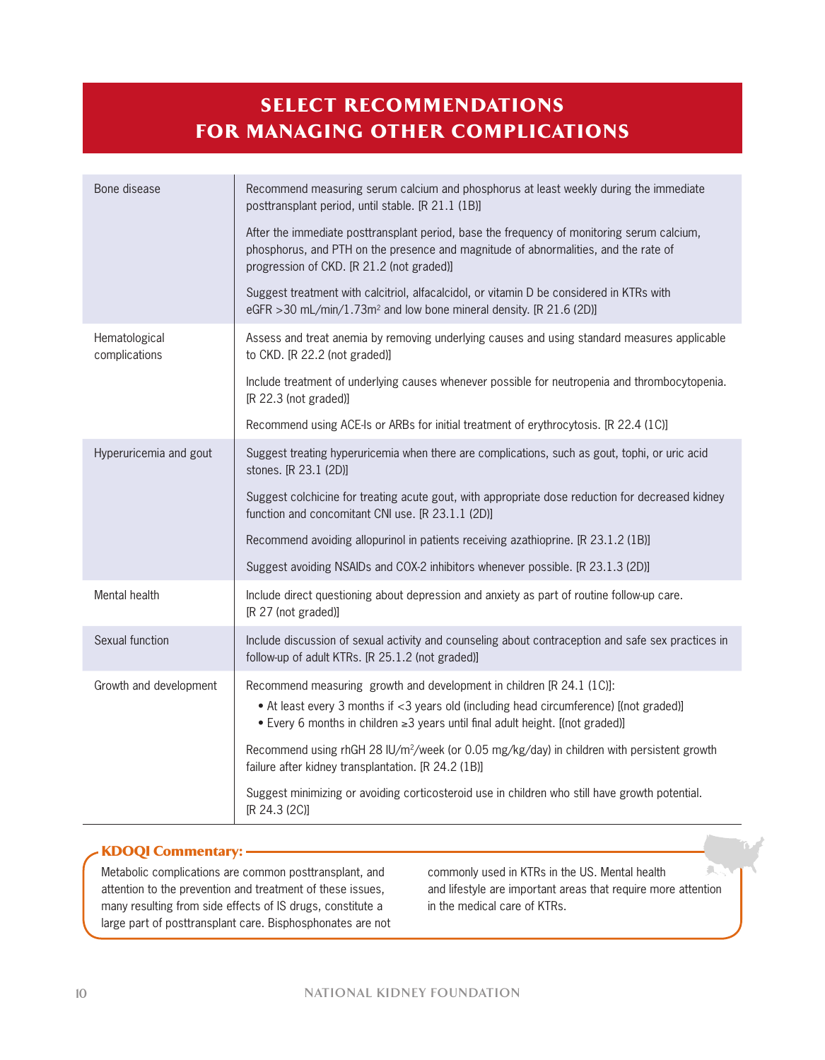# SELECT RECOMMENDATIONS FOR MANAGING OTHER COMPLICATIONS

| | |
|---|---|
| Bone disease | Recommend measuring serum calcium and phosphorus at least weekly during the immediate posttransplant period, until stable. [R 21.1 (1B)] |
| | After the immediate posttransplant period, base the frequency of monitoring serum calcium, phosphorus, and PTH on the presence and magnitude of abnormalities, and the rate of progression of CKD. [R 21.2 (not graded)] |
| | Suggest treatment with calcitriol, alfacalcidol, or vitamin D be considered in KTRs with eGFR >30 mL/min/1.73m$^2$ and low bone mineral density. [R 21.6 (2D)] |
| Hematological complications | Assess and treat anemia by removing underlying causes and using standard measures applicable to CKD. [R 22.2 (not graded)] |
| | Include treatment of underlying causes whenever possible for neutropenia and thrombocytopenia. [R 22.3 (not graded)] |
| | Recommend using ACE-Is or ARBs for initial treatment of erythrocytosis. [R 22.4 (1C)] |
| Hyperuricemia and gout | Suggest treating hyperuricemia when there are complications, such as gout, tophi, or uric acid stones. [R 23.1 (2D)] |
| | Suggest colchicine for treating acute gout, with appropriate dose reduction for decreased kidney function and concomitant CNI use. [R 23.1.1 (2D)] |
| | Recommend avoiding allopurinol in patients receiving azathioprine. [R 23.1.2 (1B)] |
| | Suggest avoiding NSAIDs and COX-2 inhibitors whenever possible. [R 23.1.3 (2D)] |
| Mental health | Include direct questioning about depression and anxiety as part of routine follow-up care. [R 27 (not graded)] |
| Sexual function | Include discussion of sexual activity and counseling about contraception and safe sex practices in follow-up of adult KTRs. [R 25.1.2 (not graded)] |
| Growth and development | Recommend measuring growth and development in children [R 24.1 (1C)]: • At least every 3 months if <3 years old (including head circumference) [(not graded)] • Every 6 months in children ≥3 years until final adult height. [(not graded)] |
| | Recommend using rhGH 28 IU/m$^2$/week (or 0.05 mg/kg/day) in children with persistent growth failure after kidney transplantation. [R 24.2 (1B)] |
| | Suggest minimizing or avoiding corticosteroid use in children who still have growth potential. [R 24.3 (2C)] |

**KDOQI Commentary:**

Metabolic complications are common posttransplant, and attention to the prevention and treatment of these issues, many resulting from side effects of IS drugs, constitute a large part of posttransplant care. Bisphosphonates are not commonly used in KTRs in the US. Mental health and lifestyle are important areas that require more attention in the medical care of KTRs.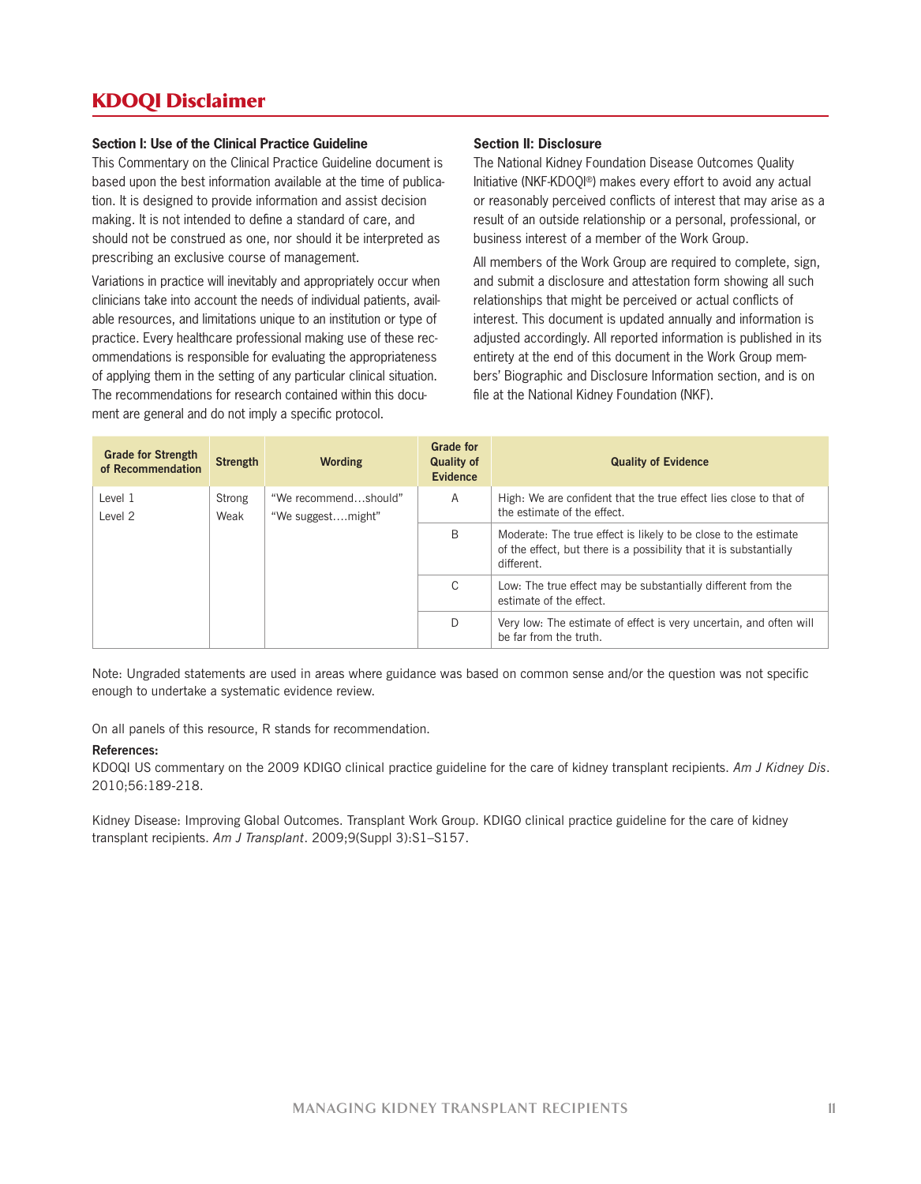# KDOQI Disclaimer

### Section I: Use of the Clinical Practice Guideline

This Commentary on the Clinical Practice Guideline document is based upon the best information available at the time of publication. It is designed to provide information and assist decision making. It is not intended to define a standard of care, and should not be construed as one, nor should it be interpreted as prescribing an exclusive course of management.

Variations in practice will inevitably and appropriately occur when clinicians take into account the needs of individual patients, available resources, and limitations unique to an institution or type of practice. Every healthcare professional making use of these recommendations is responsible for evaluating the appropriateness of applying them in the setting of any particular clinical situation. The recommendations for research contained within this document are general and do not imply a specific protocol.

### Section II: Disclosure

The National Kidney Foundation Disease Outcomes Quality Initiative (NKF-KDOQI®) makes every effort to avoid any actual or reasonably perceived conflicts of interest that may arise as a result of an outside relationship or a personal, professional, or business interest of a member of the Work Group.

All members of the Work Group are required to complete, sign, and submit a disclosure and attestation form showing all such relationships that might be perceived or actual conflicts of interest. This document is updated annually and information is adjusted accordingly. All reported information is published in its entirety at the end of this document in the Work Group members' Biographic and Disclosure Information section, and is on file at the National Kidney Foundation (NKF).

| Grade for Strength of Recommendation | Strength | Wording | Grade for Quality of Evidence | Quality of Evidence |
|---|---|---|---|---|
| Level 1<br>Level 2 | Strong<br>Weak | "We recommend…should"<br>"We suggest….might" | A | High: We are confident that the true effect lies close to that of the estimate of the effect. |
| | | | B | Moderate: The true effect is likely to be close to the estimate of the effect, but there is a possibility that it is substantially different. |
| | | | C | Low: The true effect may be substantially different from the estimate of the effect. |
| | | | D | Very low: The estimate of effect is very uncertain, and often will be far from the truth. |

Note: Ungraded statements are used in areas where guidance was based on common sense and/or the question was not specific enough to undertake a systematic evidence review.

On all panels of this resource, R stands for recommendation.

**References:**

KDOQI US commentary on the 2009 KDIGO clinical practice guideline for the care of kidney transplant recipients. *Am J Kidney Dis*. 2010;56:189-218.

Kidney Disease: Improving Global Outcomes. Transplant Work Group. KDIGO clinical practice guideline for the care of kidney transplant recipients. *Am J Transplant*. 2009;9(Suppl 3):S1–S157.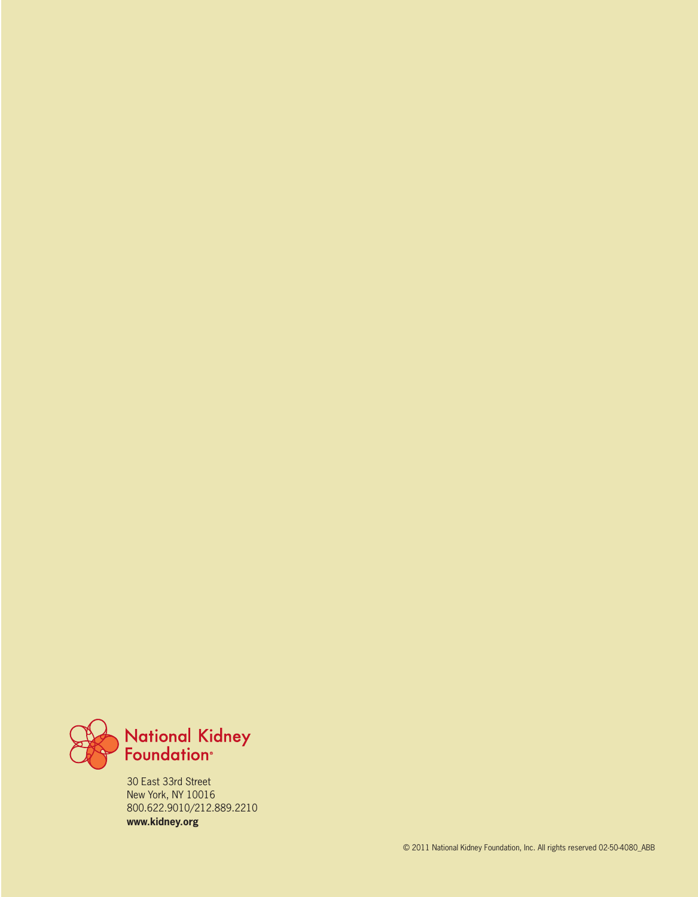National Kidney Foundation®

30 East 33rd Street
New York, NY 10016
800.622.9010/212.889.2210
**www.kidney.org**

© 2011 National Kidney Foundation, Inc. All rights reserved 02-50-4080_ABB